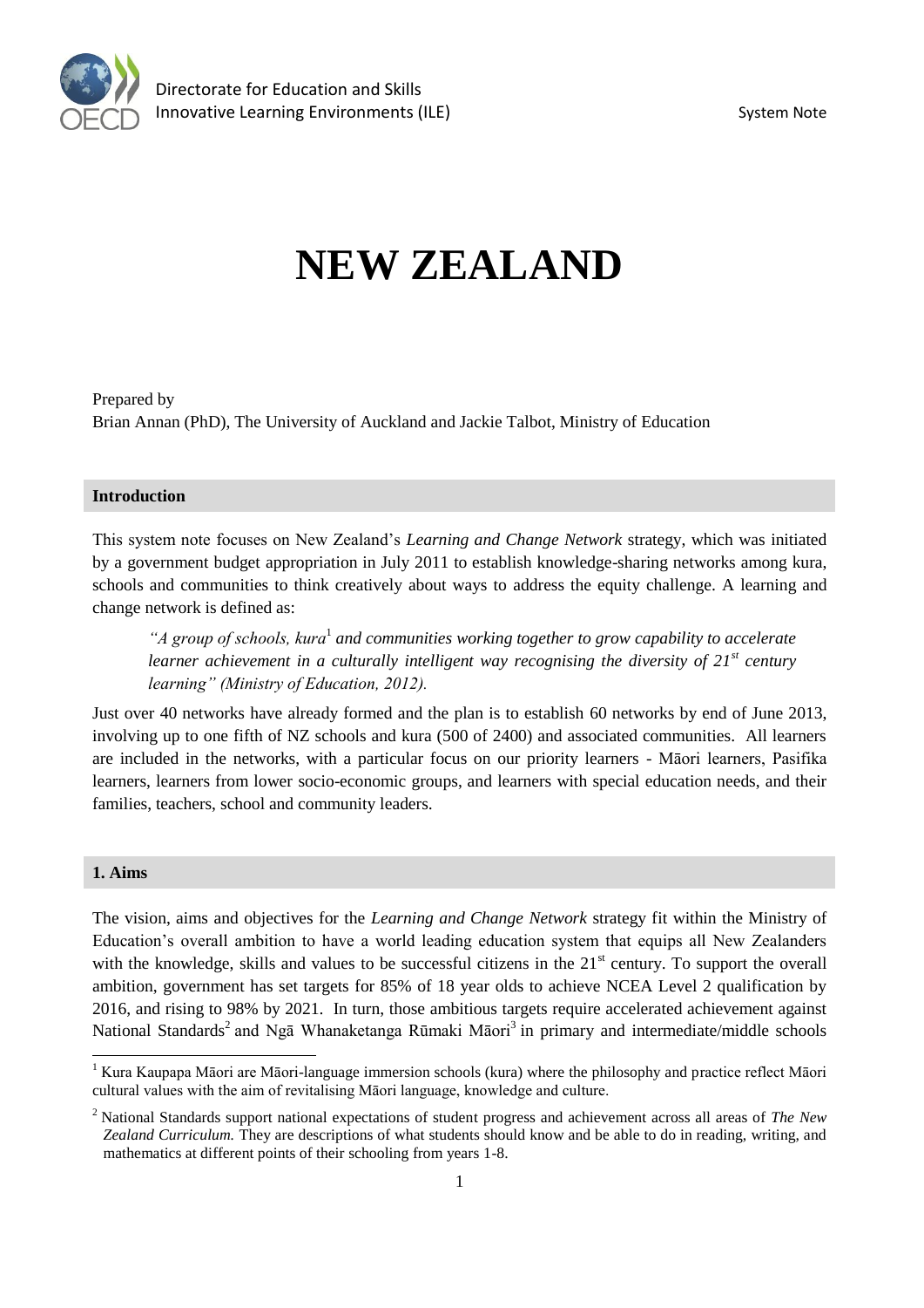Directorate for Education and Skills
Innovative Learning Environments (ILE)

System Note

# NEW ZEALAND

Prepared by
Brian Annan (PhD), The University of Auckland and Jackie Talbot, Ministry of Education

## Introduction

This system note focuses on New Zealand's *Learning and Change Network* strategy, which was initiated by a government budget appropriation in July 2011 to establish knowledge-sharing networks among kura, schools and communities to think creatively about ways to address the equity challenge. A learning and change network is defined as:

> *"A group of schools, kura*[1] *and communities working together to grow capability to accelerate learner achievement in a culturally intelligent way recognising the diversity of 21st century learning" (Ministry of Education, 2012).*

Just over 40 networks have already formed and the plan is to establish 60 networks by end of June 2013, involving up to one fifth of NZ schools and kura (500 of 2400) and associated communities. All learners are included in the networks, with a particular focus on our priority learners - Māori learners, Pasifika learners, learners from lower socio-economic groups, and learners with special education needs, and their families, teachers, school and community leaders.

## 1. Aims

The vision, aims and objectives for the *Learning and Change Network* strategy fit within the Ministry of Education's overall ambition to have a world leading education system that equips all New Zealanders with the knowledge, skills and values to be successful citizens in the 21st century. To support the overall ambition, government has set targets for 85% of 18 year olds to achieve NCEA Level 2 qualification by 2016, and rising to 98% by 2021. In turn, those ambitious targets require accelerated achievement against National Standards[2] and Ngā Whanaketanga Rūmaki Māori[3] in primary and intermediate/middle schools

---

[1] Kura Kaupapa Māori are Māori-language immersion schools (kura) where the philosophy and practice reflect Māori cultural values with the aim of revitalising Māori language, knowledge and culture.

[2] National Standards support national expectations of student progress and achievement across all areas of *The New Zealand Curriculum.* They are descriptions of what students should know and be able to do in reading, writing, and mathematics at different points of their schooling from years 1-8.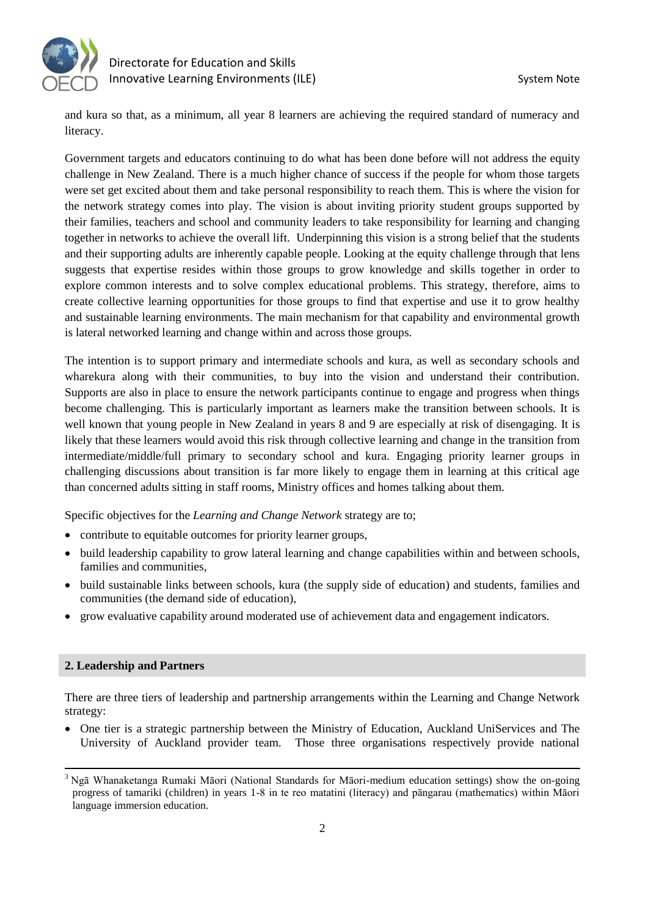and kura so that, as a minimum, all year 8 learners are achieving the required standard of numeracy and literacy.

Government targets and educators continuing to do what has been done before will not address the equity challenge in New Zealand. There is a much higher chance of success if the people for whom those targets were set get excited about them and take personal responsibility to reach them. This is where the vision for the network strategy comes into play. The vision is about inviting priority student groups supported by their families, teachers and school and community leaders to take responsibility for learning and changing together in networks to achieve the overall lift. Underpinning this vision is a strong belief that the students and their supporting adults are inherently capable people. Looking at the equity challenge through that lens suggests that expertise resides within those groups to grow knowledge and skills together in order to explore common interests and to solve complex educational problems. This strategy, therefore, aims to create collective learning opportunities for those groups to find that expertise and use it to grow healthy and sustainable learning environments. The main mechanism for that capability and environmental growth is lateral networked learning and change within and across those groups.

The intention is to support primary and intermediate schools and kura, as well as secondary schools and wharekura along with their communities, to buy into the vision and understand their contribution. Supports are also in place to ensure the network participants continue to engage and progress when things become challenging. This is particularly important as learners make the transition between schools. It is well known that young people in New Zealand in years 8 and 9 are especially at risk of disengaging. It is likely that these learners would avoid this risk through collective learning and change in the transition from intermediate/middle/full primary to secondary school and kura. Engaging priority learner groups in challenging discussions about transition is far more likely to engage them in learning at this critical age than concerned adults sitting in staff rooms, Ministry offices and homes talking about them.

Specific objectives for the *Learning and Change Network* strategy are to;

- contribute to equitable outcomes for priority learner groups,
- build leadership capability to grow lateral learning and change capabilities within and between schools, families and communities,
- build sustainable links between schools, kura (the supply side of education) and students, families and communities (the demand side of education),
- grow evaluative capability around moderated use of achievement data and engagement indicators.

## 2. Leadership and Partners

There are three tiers of leadership and partnership arrangements within the Learning and Change Network strategy:

- One tier is a strategic partnership between the Ministry of Education, Auckland UniServices and The University of Auckland provider team. Those three organisations respectively provide national

[3] Ngā Whanaketanga Rumaki Māori (National Standards for Māori-medium education settings) show the on-going progress of tamariki (children) in years 1-8 in te reo matatini (literacy) and pāngarau (mathematics) within Māori language immersion education.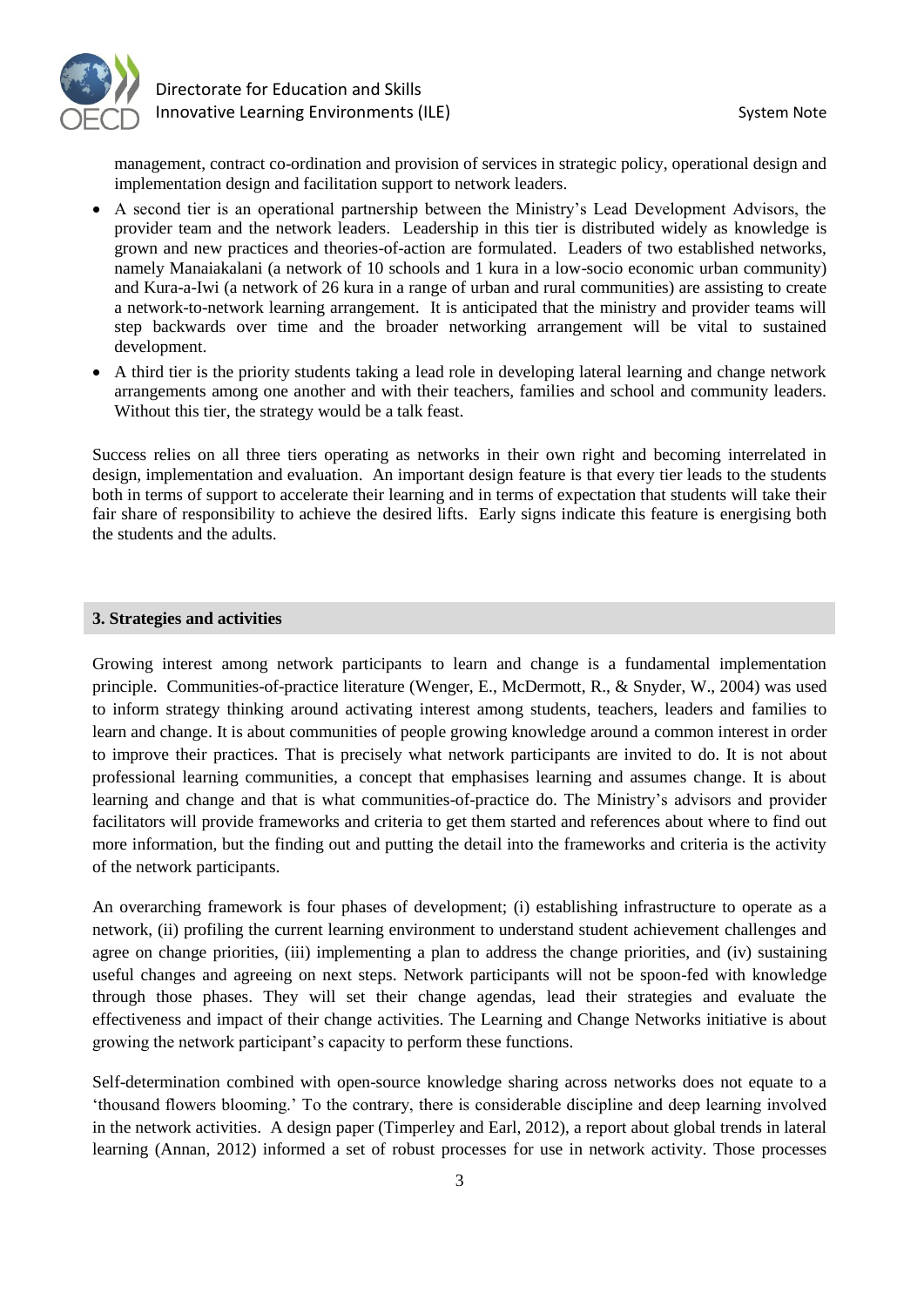management, contract co-ordination and provision of services in strategic policy, operational design and implementation design and facilitation support to network leaders.

- A second tier is an operational partnership between the Ministry's Lead Development Advisors, the provider team and the network leaders. Leadership in this tier is distributed widely as knowledge is grown and new practices and theories-of-action are formulated. Leaders of two established networks, namely Manaiakalani (a network of 10 schools and 1 kura in a low-socio economic urban community) and Kura-a-Iwi (a network of 26 kura in a range of urban and rural communities) are assisting to create a network-to-network learning arrangement. It is anticipated that the ministry and provider teams will step backwards over time and the broader networking arrangement will be vital to sustained development.
- A third tier is the priority students taking a lead role in developing lateral learning and change network arrangements among one another and with their teachers, families and school and community leaders. Without this tier, the strategy would be a talk feast.

Success relies on all three tiers operating as networks in their own right and becoming interrelated in design, implementation and evaluation. An important design feature is that every tier leads to the students both in terms of support to accelerate their learning and in terms of expectation that students will take their fair share of responsibility to achieve the desired lifts. Early signs indicate this feature is energising both the students and the adults.

## 3. Strategies and activities

Growing interest among network participants to learn and change is a fundamental implementation principle. Communities-of-practice literature (Wenger, E., McDermott, R., & Snyder, W., 2004) was used to inform strategy thinking around activating interest among students, teachers, leaders and families to learn and change. It is about communities of people growing knowledge around a common interest in order to improve their practices. That is precisely what network participants are invited to do. It is not about professional learning communities, a concept that emphasises learning and assumes change. It is about learning and change and that is what communities-of-practice do. The Ministry's advisors and provider facilitators will provide frameworks and criteria to get them started and references about where to find out more information, but the finding out and putting the detail into the frameworks and criteria is the activity of the network participants.

An overarching framework is four phases of development; (i) establishing infrastructure to operate as a network, (ii) profiling the current learning environment to understand student achievement challenges and agree on change priorities, (iii) implementing a plan to address the change priorities, and (iv) sustaining useful changes and agreeing on next steps. Network participants will not be spoon-fed with knowledge through those phases. They will set their change agendas, lead their strategies and evaluate the effectiveness and impact of their change activities. The Learning and Change Networks initiative is about growing the network participant's capacity to perform these functions.

Self-determination combined with open-source knowledge sharing across networks does not equate to a 'thousand flowers blooming.' To the contrary, there is considerable discipline and deep learning involved in the network activities. A design paper (Timperley and Earl, 2012), a report about global trends in lateral learning (Annan, 2012) informed a set of robust processes for use in network activity. Those processes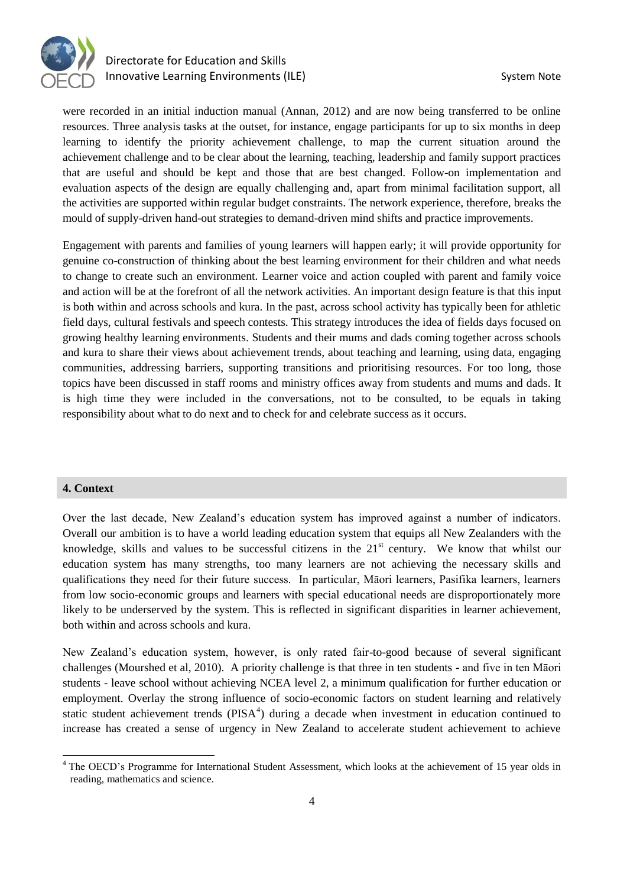were recorded in an initial induction manual (Annan, 2012) and are now being transferred to be online resources. Three analysis tasks at the outset, for instance, engage participants for up to six months in deep learning to identify the priority achievement challenge, to map the current situation around the achievement challenge and to be clear about the learning, teaching, leadership and family support practices that are useful and should be kept and those that are best changed. Follow-on implementation and evaluation aspects of the design are equally challenging and, apart from minimal facilitation support, all the activities are supported within regular budget constraints. The network experience, therefore, breaks the mould of supply-driven hand-out strategies to demand-driven mind shifts and practice improvements.

Engagement with parents and families of young learners will happen early; it will provide opportunity for genuine co-construction of thinking about the best learning environment for their children and what needs to change to create such an environment. Learner voice and action coupled with parent and family voice and action will be at the forefront of all the network activities. An important design feature is that this input is both within and across schools and kura. In the past, across school activity has typically been for athletic field days, cultural festivals and speech contests. This strategy introduces the idea of fields days focused on growing healthy learning environments. Students and their mums and dads coming together across schools and kura to share their views about achievement trends, about teaching and learning, using data, engaging communities, addressing barriers, supporting transitions and prioritising resources. For too long, those topics have been discussed in staff rooms and ministry offices away from students and mums and dads. It is high time they were included in the conversations, not to be consulted, to be equals in taking responsibility about what to do next and to check for and celebrate success as it occurs.

## 4. Context

Over the last decade, New Zealand's education system has improved against a number of indicators. Overall our ambition is to have a world leading education system that equips all New Zealanders with the knowledge, skills and values to be successful citizens in the 21st century. We know that whilst our education system has many strengths, too many learners are not achieving the necessary skills and qualifications they need for their future success. In particular, Māori learners, Pasifika learners, learners from low socio-economic groups and learners with special educational needs are disproportionately more likely to be underserved by the system. This is reflected in significant disparities in learner achievement, both within and across schools and kura.

New Zealand's education system, however, is only rated fair-to-good because of several significant challenges (Mourshed et al, 2010). A priority challenge is that three in ten students - and five in ten Māori students - leave school without achieving NCEA level 2, a minimum qualification for further education or employment. Overlay the strong influence of socio-economic factors on student learning and relatively static student achievement trends (PISA[4]) during a decade when investment in education continued to increase has created a sense of urgency in New Zealand to accelerate student achievement to achieve

[4] The OECD's Programme for International Student Assessment, which looks at the achievement of 15 year olds in reading, mathematics and science.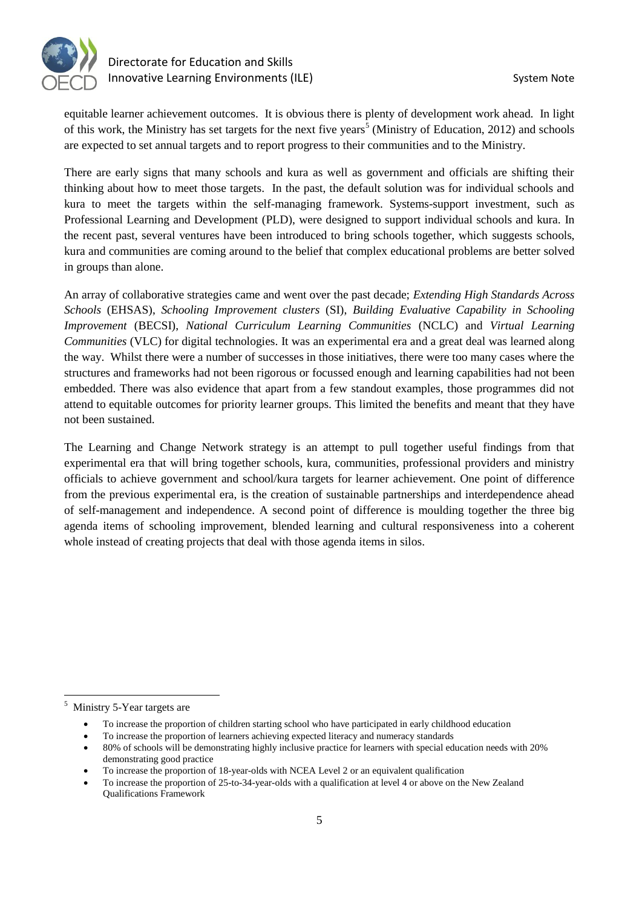equitable learner achievement outcomes. It is obvious there is plenty of development work ahead. In light of this work, the Ministry has set targets for the next five years[5] (Ministry of Education, 2012) and schools are expected to set annual targets and to report progress to their communities and to the Ministry.

There are early signs that many schools and kura as well as government and officials are shifting their thinking about how to meet those targets. In the past, the default solution was for individual schools and kura to meet the targets within the self-managing framework. Systems-support investment, such as Professional Learning and Development (PLD), were designed to support individual schools and kura. In the recent past, several ventures have been introduced to bring schools together, which suggests schools, kura and communities are coming around to the belief that complex educational problems are better solved in groups than alone.

An array of collaborative strategies came and went over the past decade; *Extending High Standards Across Schools* (EHSAS), *Schooling Improvement clusters* (SI), *Building Evaluative Capability in Schooling Improvement* (BECSI), *National Curriculum Learning Communities* (NCLC) and *Virtual Learning Communities* (VLC) for digital technologies. It was an experimental era and a great deal was learned along the way. Whilst there were a number of successes in those initiatives, there were too many cases where the structures and frameworks had not been rigorous or focussed enough and learning capabilities had not been embedded. There was also evidence that apart from a few standout examples, those programmes did not attend to equitable outcomes for priority learner groups. This limited the benefits and meant that they have not been sustained.

The Learning and Change Network strategy is an attempt to pull together useful findings from that experimental era that will bring together schools, kura, communities, professional providers and ministry officials to achieve government and school/kura targets for learner achievement. One point of difference from the previous experimental era, is the creation of sustainable partnerships and interdependence ahead of self-management and independence. A second point of difference is moulding together the three big agenda items of schooling improvement, blended learning and cultural responsiveness into a coherent whole instead of creating projects that deal with those agenda items in silos.

---

[5] Ministry 5-Year targets are

- To increase the proportion of children starting school who have participated in early childhood education
- To increase the proportion of learners achieving expected literacy and numeracy standards
- 80% of schools will be demonstrating highly inclusive practice for learners with special education needs with 20% demonstrating good practice
- To increase the proportion of 18-year-olds with NCEA Level 2 or an equivalent qualification
- To increase the proportion of 25-to-34-year-olds with a qualification at level 4 or above on the New Zealand Qualifications Framework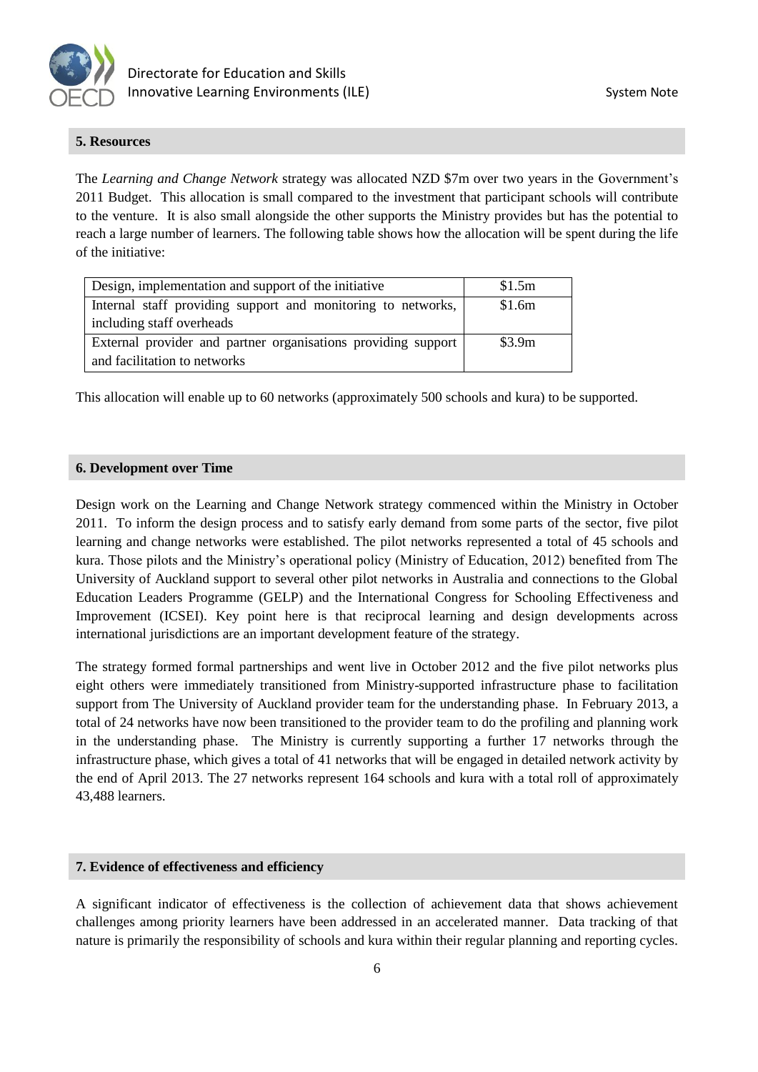## 5. Resources

The *Learning and Change Network* strategy was allocated NZD $7m over two years in the Government's 2011 Budget. This allocation is small compared to the investment that participant schools will contribute to the venture. It is also small alongside the other supports the Ministry provides but has the potential to reach a large number of learners. The following table shows how the allocation will be spent during the life of the initiative:

| | |
|---|---|
| Design, implementation and support of the initiative | $1.5m |
| Internal staff providing support and monitoring to networks, including staff overheads | $1.6m |
| External provider and partner organisations providing support and facilitation to networks | $3.9m |

This allocation will enable up to 60 networks (approximately 500 schools and kura) to be supported.

## 6. Development over Time

Design work on the Learning and Change Network strategy commenced within the Ministry in October 2011. To inform the design process and to satisfy early demand from some parts of the sector, five pilot learning and change networks were established. The pilot networks represented a total of 45 schools and kura. Those pilots and the Ministry's operational policy (Ministry of Education, 2012) benefited from The University of Auckland support to several other pilot networks in Australia and connections to the Global Education Leaders Programme (GELP) and the International Congress for Schooling Effectiveness and Improvement (ICSEI). Key point here is that reciprocal learning and design developments across international jurisdictions are an important development feature of the strategy.

The strategy formed formal partnerships and went live in October 2012 and the five pilot networks plus eight others were immediately transitioned from Ministry-supported infrastructure phase to facilitation support from The University of Auckland provider team for the understanding phase. In February 2013, a total of 24 networks have now been transitioned to the provider team to do the profiling and planning work in the understanding phase. The Ministry is currently supporting a further 17 networks through the infrastructure phase, which gives a total of 41 networks that will be engaged in detailed network activity by the end of April 2013. The 27 networks represent 164 schools and kura with a total roll of approximately 43,488 learners.

## 7. Evidence of effectiveness and efficiency

A significant indicator of effectiveness is the collection of achievement data that shows achievement challenges among priority learners have been addressed in an accelerated manner. Data tracking of that nature is primarily the responsibility of schools and kura within their regular planning and reporting cycles.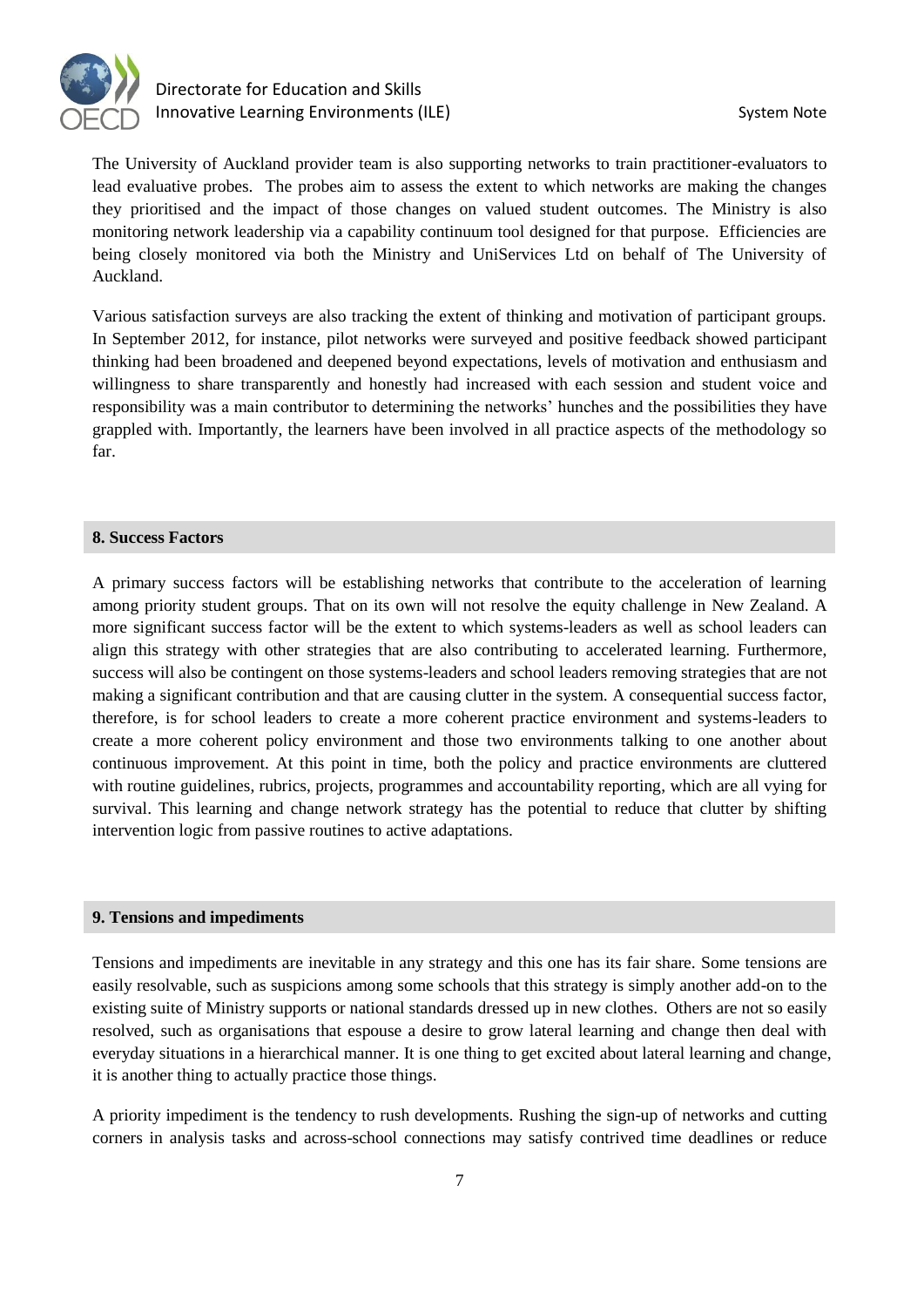The University of Auckland provider team is also supporting networks to train practitioner-evaluators to lead evaluative probes. The probes aim to assess the extent to which networks are making the changes they prioritised and the impact of those changes on valued student outcomes. The Ministry is also monitoring network leadership via a capability continuum tool designed for that purpose. Efficiencies are being closely monitored via both the Ministry and UniServices Ltd on behalf of The University of Auckland.

Various satisfaction surveys are also tracking the extent of thinking and motivation of participant groups. In September 2012, for instance, pilot networks were surveyed and positive feedback showed participant thinking had been broadened and deepened beyond expectations, levels of motivation and enthusiasm and willingness to share transparently and honestly had increased with each session and student voice and responsibility was a main contributor to determining the networks' hunches and the possibilities they have grappled with. Importantly, the learners have been involved in all practice aspects of the methodology so far.

## 8. Success Factors

A primary success factors will be establishing networks that contribute to the acceleration of learning among priority student groups. That on its own will not resolve the equity challenge in New Zealand. A more significant success factor will be the extent to which systems-leaders as well as school leaders can align this strategy with other strategies that are also contributing to accelerated learning. Furthermore, success will also be contingent on those systems-leaders and school leaders removing strategies that are not making a significant contribution and that are causing clutter in the system. A consequential success factor, therefore, is for school leaders to create a more coherent practice environment and systems-leaders to create a more coherent policy environment and those two environments talking to one another about continuous improvement. At this point in time, both the policy and practice environments are cluttered with routine guidelines, rubrics, projects, programmes and accountability reporting, which are all vying for survival. This learning and change network strategy has the potential to reduce that clutter by shifting intervention logic from passive routines to active adaptations.

## 9. Tensions and impediments

Tensions and impediments are inevitable in any strategy and this one has its fair share. Some tensions are easily resolvable, such as suspicions among some schools that this strategy is simply another add-on to the existing suite of Ministry supports or national standards dressed up in new clothes. Others are not so easily resolved, such as organisations that espouse a desire to grow lateral learning and change then deal with everyday situations in a hierarchical manner. It is one thing to get excited about lateral learning and change, it is another thing to actually practice those things.

A priority impediment is the tendency to rush developments. Rushing the sign-up of networks and cutting corners in analysis tasks and across-school connections may satisfy contrived time deadlines or reduce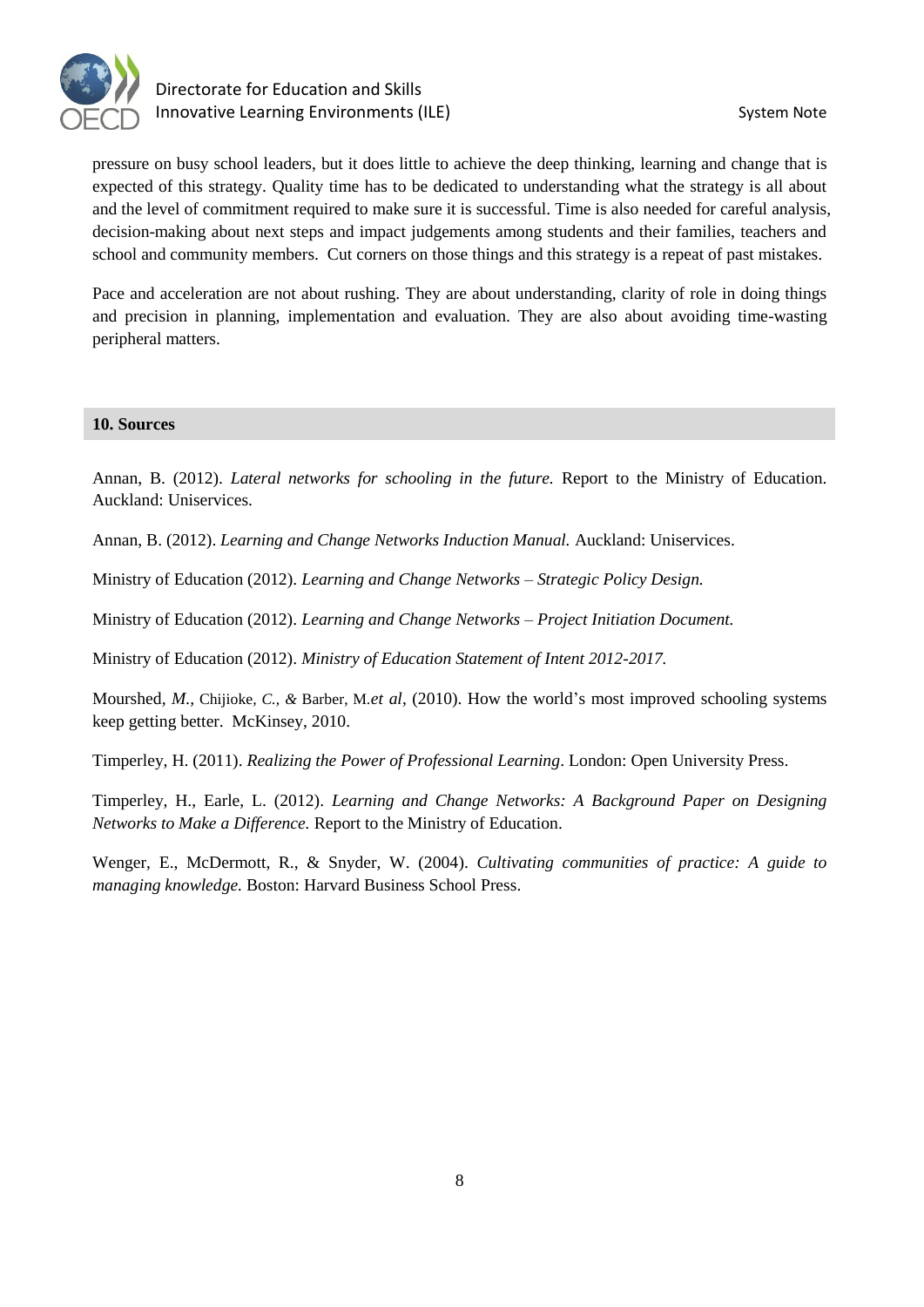pressure on busy school leaders, but it does little to achieve the deep thinking, learning and change that is expected of this strategy. Quality time has to be dedicated to understanding what the strategy is all about and the level of commitment required to make sure it is successful. Time is also needed for careful analysis, decision-making about next steps and impact judgements among students and their families, teachers and school and community members. Cut corners on those things and this strategy is a repeat of past mistakes.

Pace and acceleration are not about rushing. They are about understanding, clarity of role in doing things and precision in planning, implementation and evaluation. They are also about avoiding time-wasting peripheral matters.

## 10. Sources

Annan, B. (2012). *Lateral networks for schooling in the future.* Report to the Ministry of Education. Auckland: Uniservices.

Annan, B. (2012). *Learning and Change Networks Induction Manual.* Auckland: Uniservices.

Ministry of Education (2012). *Learning and Change Networks – Strategic Policy Design.*

Ministry of Education (2012). *Learning and Change Networks – Project Initiation Document.*

Ministry of Education (2012). *Ministry of Education Statement of Intent 2012-2017.*

Mourshed, *M.*, Chijioke, *C., &* Barber, M.*et al*, (2010). How the world's most improved schooling systems keep getting better. McKinsey, 2010.

Timperley, H. (2011). *Realizing the Power of Professional Learning*. London: Open University Press.

Timperley, H., Earle, L. (2012). *Learning and Change Networks: A Background Paper on Designing Networks to Make a Difference.* Report to the Ministry of Education.

Wenger, E., McDermott, R., & Snyder, W. (2004). *Cultivating communities of practice: A guide to managing knowledge.* Boston: Harvard Business School Press.